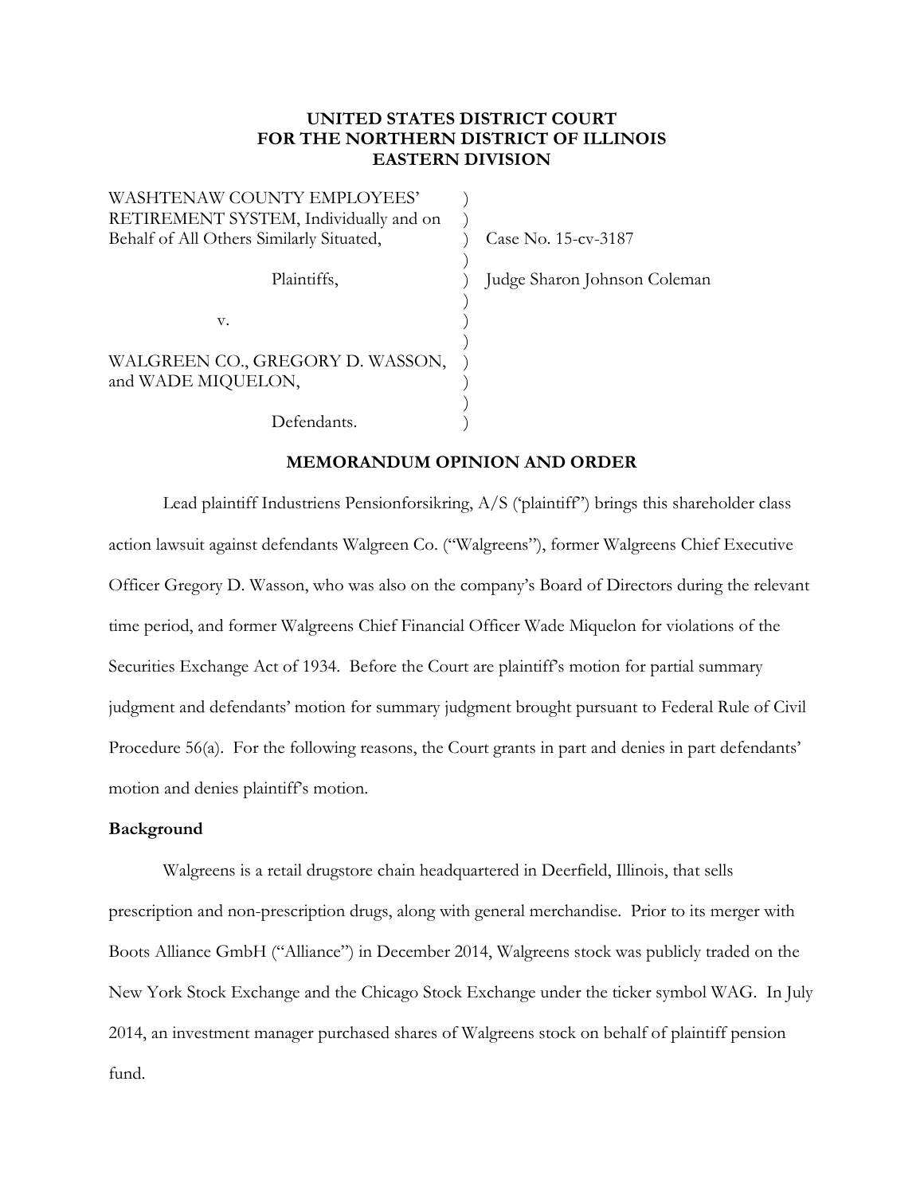**UNITED STATES DISTRICT COURT**
**FOR THE NORTHERN DISTRICT OF ILLINOIS**
**EASTERN DIVISION**

| | | |
|---|---|---|
| WASHTENAW COUNTY EMPLOYEES' RETIREMENT SYSTEM, Individually and on Behalf of All Others Similarly Situated, | ) | Case No. 15-cv-3187 |
| Plaintiffs, | ) | Judge Sharon Johnson Coleman |
| v. | ) | |
| WALGREEN CO., GREGORY D. WASSON, and WADE MIQUELON, | ) | |
| Defendants. | ) | |

**MEMORANDUM OPINION AND ORDER**

Lead plaintiff Industriens Pensionforsikring, A/S ('plaintiff") brings this shareholder class action lawsuit against defendants Walgreen Co. ("Walgreens"), former Walgreens Chief Executive Officer Gregory D. Wasson, who was also on the company's Board of Directors during the relevant time period, and former Walgreens Chief Financial Officer Wade Miquelon for violations of the Securities Exchange Act of 1934. Before the Court are plaintiff's motion for partial summary judgment and defendants' motion for summary judgment brought pursuant to Federal Rule of Civil Procedure 56(a). For the following reasons, the Court grants in part and denies in part defendants' motion and denies plaintiff's motion.

**Background**

Walgreens is a retail drugstore chain headquartered in Deerfield, Illinois, that sells prescription and non-prescription drugs, along with general merchandise. Prior to its merger with Boots Alliance GmbH ("Alliance") in December 2014, Walgreens stock was publicly traded on the New York Stock Exchange and the Chicago Stock Exchange under the ticker symbol WAG. In July 2014, an investment manager purchased shares of Walgreens stock on behalf of plaintiff pension fund.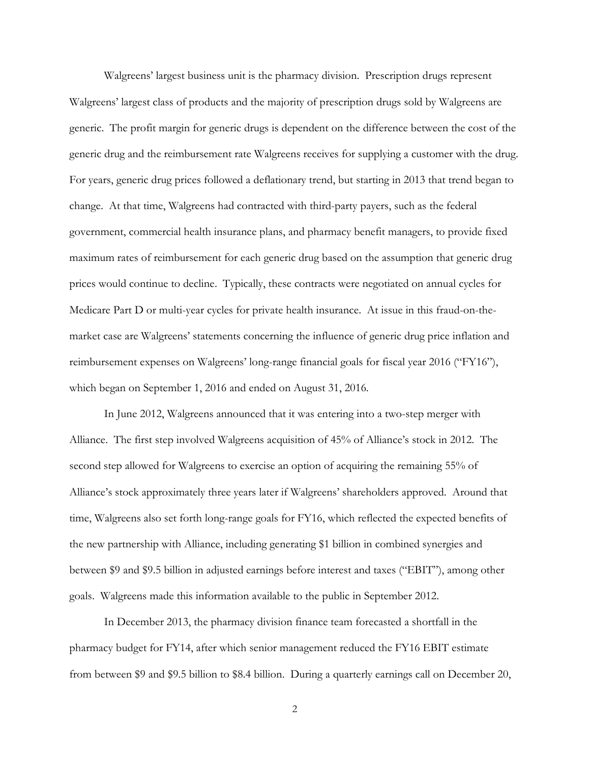Walgreens' largest business unit is the pharmacy division. Prescription drugs represent Walgreens' largest class of products and the majority of prescription drugs sold by Walgreens are generic. The profit margin for generic drugs is dependent on the difference between the cost of the generic drug and the reimbursement rate Walgreens receives for supplying a customer with the drug. For years, generic drug prices followed a deflationary trend, but starting in 2013 that trend began to change. At that time, Walgreens had contracted with third-party payers, such as the federal government, commercial health insurance plans, and pharmacy benefit managers, to provide fixed maximum rates of reimbursement for each generic drug based on the assumption that generic drug prices would continue to decline. Typically, these contracts were negotiated on annual cycles for Medicare Part D or multi-year cycles for private health insurance. At issue in this fraud-on-the-market case are Walgreens' statements concerning the influence of generic drug price inflation and reimbursement expenses on Walgreens' long-range financial goals for fiscal year 2016 ("FY16"), which began on September 1, 2016 and ended on August 31, 2016.

In June 2012, Walgreens announced that it was entering into a two-step merger with Alliance. The first step involved Walgreens acquisition of 45% of Alliance's stock in 2012. The second step allowed for Walgreens to exercise an option of acquiring the remaining 55% of Alliance's stock approximately three years later if Walgreens' shareholders approved. Around that time, Walgreens also set forth long-range goals for FY16, which reflected the expected benefits of the new partnership with Alliance, including generating $1 billion in combined synergies and between $9 and $9.5 billion in adjusted earnings before interest and taxes ("EBIT"), among other goals. Walgreens made this information available to the public in September 2012.

In December 2013, the pharmacy division finance team forecasted a shortfall in the pharmacy budget for FY14, after which senior management reduced the FY16 EBIT estimate from between $9 and $9.5 billion to $8.4 billion. During a quarterly earnings call on December 20,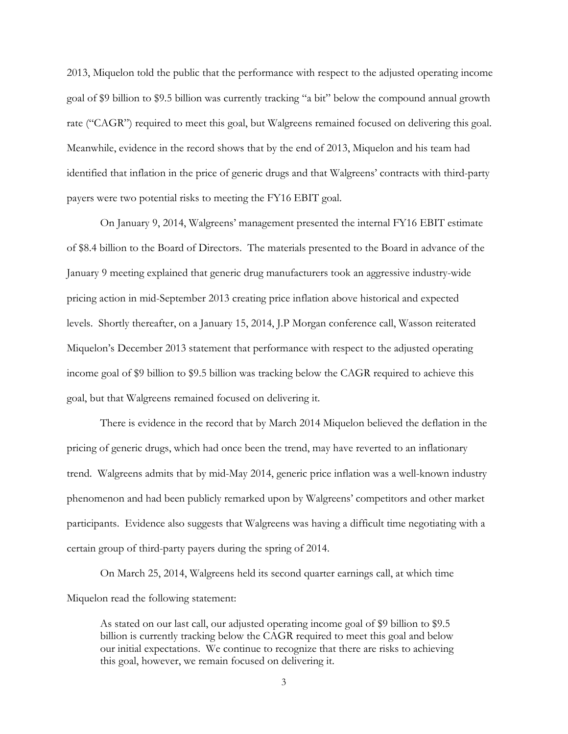2013, Miquelon told the public that the performance with respect to the adjusted operating income goal of $9 billion to $9.5 billion was currently tracking "a bit" below the compound annual growth rate ("CAGR") required to meet this goal, but Walgreens remained focused on delivering this goal. Meanwhile, evidence in the record shows that by the end of 2013, Miquelon and his team had identified that inflation in the price of generic drugs and that Walgreens' contracts with third-party payers were two potential risks to meeting the FY16 EBIT goal.

On January 9, 2014, Walgreens' management presented the internal FY16 EBIT estimate of $8.4 billion to the Board of Directors. The materials presented to the Board in advance of the January 9 meeting explained that generic drug manufacturers took an aggressive industry-wide pricing action in mid-September 2013 creating price inflation above historical and expected levels. Shortly thereafter, on a January 15, 2014, J.P Morgan conference call, Wasson reiterated Miquelon's December 2013 statement that performance with respect to the adjusted operating income goal of $9 billion to $9.5 billion was tracking below the CAGR required to achieve this goal, but that Walgreens remained focused on delivering it.

There is evidence in the record that by March 2014 Miquelon believed the deflation in the pricing of generic drugs, which had once been the trend, may have reverted to an inflationary trend. Walgreens admits that by mid-May 2014, generic price inflation was a well-known industry phenomenon and had been publicly remarked upon by Walgreens' competitors and other market participants. Evidence also suggests that Walgreens was having a difficult time negotiating with a certain group of third-party payers during the spring of 2014.

On March 25, 2014, Walgreens held its second quarter earnings call, at which time Miquelon read the following statement:

> As stated on our last call, our adjusted operating income goal of $9 billion to $9.5 billion is currently tracking below the CAGR required to meet this goal and below our initial expectations. We continue to recognize that there are risks to achieving this goal, however, we remain focused on delivering it.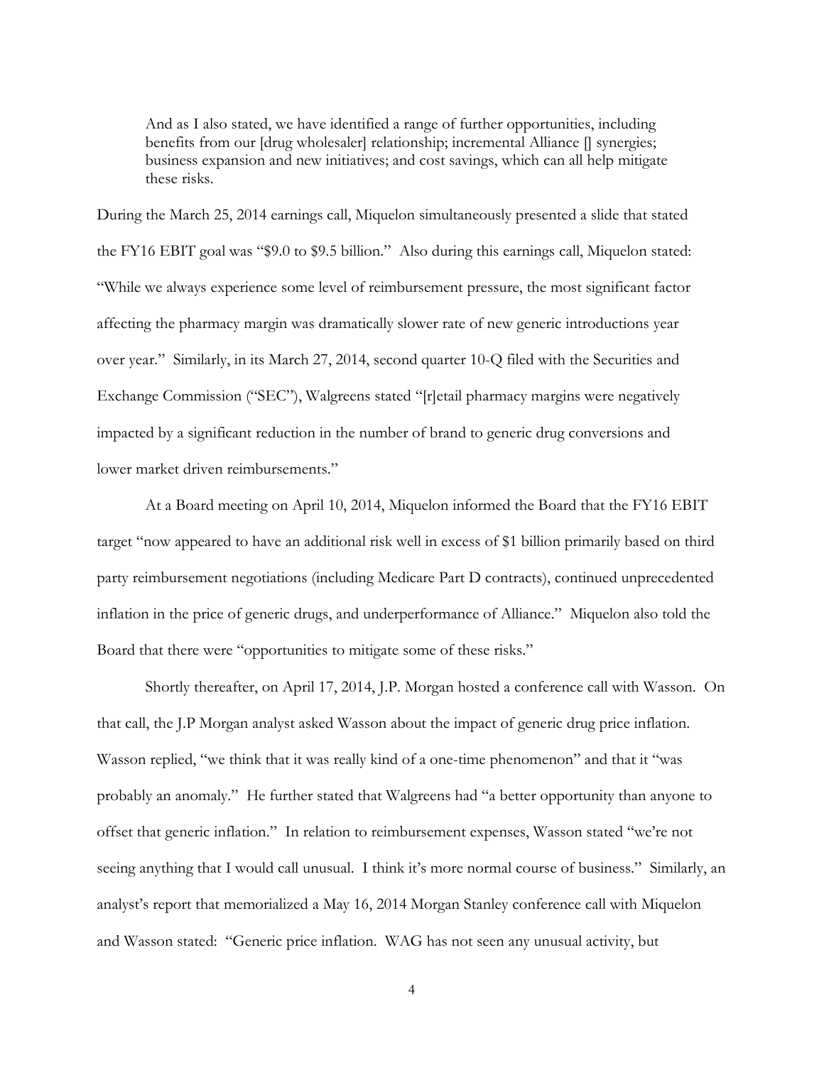> And as I also stated, we have identified a range of further opportunities, including benefits from our [drug wholesaler] relationship; incremental Alliance [] synergies; business expansion and new initiatives; and cost savings, which can all help mitigate these risks.

During the March 25, 2014 earnings call, Miquelon simultaneously presented a slide that stated the FY16 EBIT goal was "$9.0 to $9.5 billion." Also during this earnings call, Miquelon stated: "While we always experience some level of reimbursement pressure, the most significant factor affecting the pharmacy margin was dramatically slower rate of new generic introductions year over year." Similarly, in its March 27, 2014, second quarter 10-Q filed with the Securities and Exchange Commission ("SEC"), Walgreens stated "[r]etail pharmacy margins were negatively impacted by a significant reduction in the number of brand to generic drug conversions and lower market driven reimbursements."

At a Board meeting on April 10, 2014, Miquelon informed the Board that the FY16 EBIT target "now appeared to have an additional risk well in excess of $1 billion primarily based on third party reimbursement negotiations (including Medicare Part D contracts), continued unprecedented inflation in the price of generic drugs, and underperformance of Alliance." Miquelon also told the Board that there were "opportunities to mitigate some of these risks."

Shortly thereafter, on April 17, 2014, J.P. Morgan hosted a conference call with Wasson. On that call, the J.P Morgan analyst asked Wasson about the impact of generic drug price inflation. Wasson replied, "we think that it was really kind of a one-time phenomenon" and that it "was probably an anomaly." He further stated that Walgreens had "a better opportunity than anyone to offset that generic inflation." In relation to reimbursement expenses, Wasson stated "we're not seeing anything that I would call unusual. I think it's more normal course of business." Similarly, an analyst's report that memorialized a May 16, 2014 Morgan Stanley conference call with Miquelon and Wasson stated: "Generic price inflation. WAG has not seen any unusual activity, but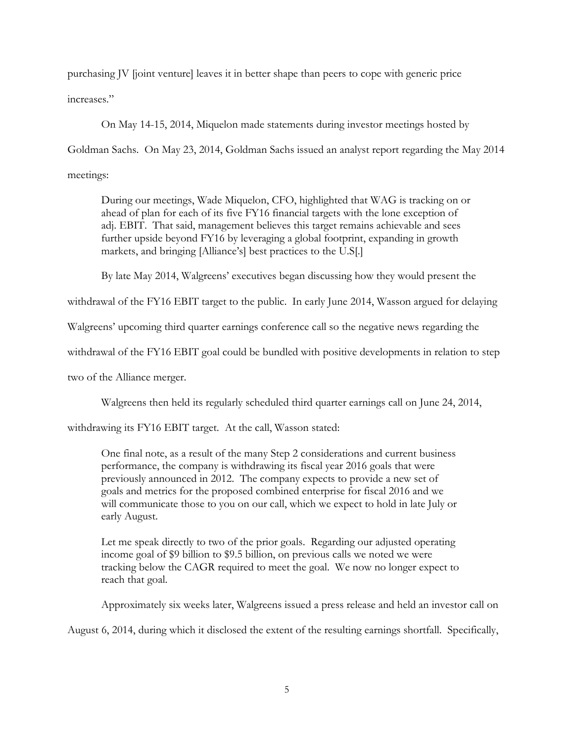purchasing JV [joint venture] leaves it in better shape than peers to cope with generic price increases."

On May 14-15, 2014, Miquelon made statements during investor meetings hosted by Goldman Sachs. On May 23, 2014, Goldman Sachs issued an analyst report regarding the May 2014 meetings:

> During our meetings, Wade Miquelon, CFO, highlighted that WAG is tracking on or ahead of plan for each of its five FY16 financial targets with the lone exception of adj. EBIT. That said, management believes this target remains achievable and sees further upside beyond FY16 by leveraging a global footprint, expanding in growth markets, and bringing [Alliance's] best practices to the U.S[.]

By late May 2014, Walgreens' executives began discussing how they would present the withdrawal of the FY16 EBIT target to the public. In early June 2014, Wasson argued for delaying Walgreens' upcoming third quarter earnings conference call so the negative news regarding the withdrawal of the FY16 EBIT goal could be bundled with positive developments in relation to step two of the Alliance merger.

Walgreens then held its regularly scheduled third quarter earnings call on June 24, 2014, withdrawing its FY16 EBIT target. At the call, Wasson stated:

> One final note, as a result of the many Step 2 considerations and current business performance, the company is withdrawing its fiscal year 2016 goals that were previously announced in 2012. The company expects to provide a new set of goals and metrics for the proposed combined enterprise for fiscal 2016 and we will communicate those to you on our call, which we expect to hold in late July or early August.
>
> Let me speak directly to two of the prior goals. Regarding our adjusted operating income goal of $9 billion to $9.5 billion, on previous calls we noted we were tracking below the CAGR required to meet the goal. We now no longer expect to reach that goal.

Approximately six weeks later, Walgreens issued a press release and held an investor call on August 6, 2014, during which it disclosed the extent of the resulting earnings shortfall. Specifically,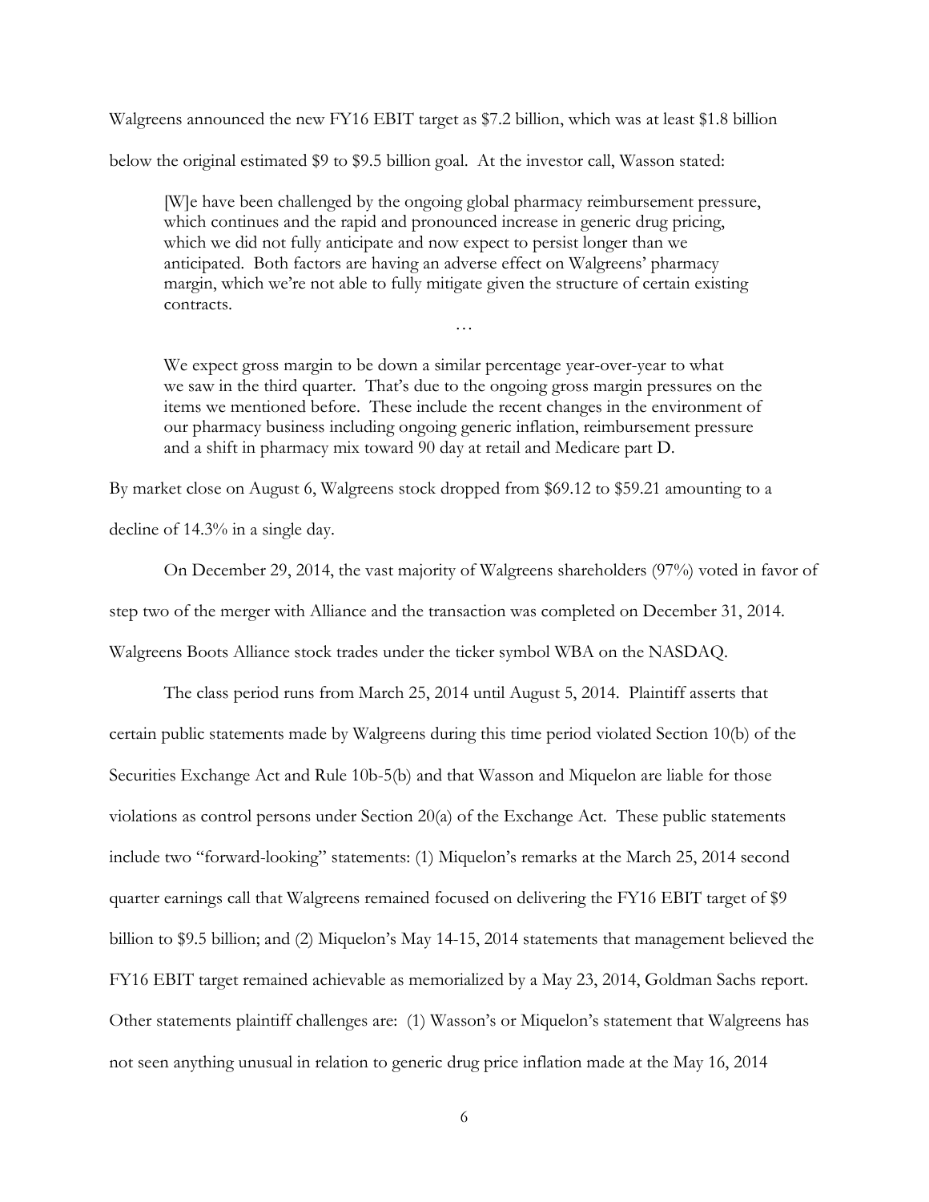Walgreens announced the new FY16 EBIT target as $7.2 billion, which was at least $1.8 billion below the original estimated $9 to $9.5 billion goal. At the investor call, Wasson stated:

> [W]e have been challenged by the ongoing global pharmacy reimbursement pressure, which continues and the rapid and pronounced increase in generic drug pricing, which we did not fully anticipate and now expect to persist longer than we anticipated. Both factors are having an adverse effect on Walgreens' pharmacy margin, which we're not able to fully mitigate given the structure of certain existing contracts.
>
> …
>
> We expect gross margin to be down a similar percentage year-over-year to what we saw in the third quarter. That's due to the ongoing gross margin pressures on the items we mentioned before. These include the recent changes in the environment of our pharmacy business including ongoing generic inflation, reimbursement pressure and a shift in pharmacy mix toward 90 day at retail and Medicare part D.

By market close on August 6, Walgreens stock dropped from $69.12 to $59.21 amounting to a decline of 14.3% in a single day.

On December 29, 2014, the vast majority of Walgreens shareholders (97%) voted in favor of step two of the merger with Alliance and the transaction was completed on December 31, 2014. Walgreens Boots Alliance stock trades under the ticker symbol WBA on the NASDAQ.

The class period runs from March 25, 2014 until August 5, 2014. Plaintiff asserts that certain public statements made by Walgreens during this time period violated Section 10(b) of the Securities Exchange Act and Rule 10b-5(b) and that Wasson and Miquelon are liable for those violations as control persons under Section 20(a) of the Exchange Act. These public statements include two "forward-looking" statements: (1) Miquelon's remarks at the March 25, 2014 second quarter earnings call that Walgreens remained focused on delivering the FY16 EBIT target of $9 billion to $9.5 billion; and (2) Miquelon's May 14-15, 2014 statements that management believed the FY16 EBIT target remained achievable as memorialized by a May 23, 2014, Goldman Sachs report. Other statements plaintiff challenges are: (1) Wasson's or Miquelon's statement that Walgreens has not seen anything unusual in relation to generic drug price inflation made at the May 16, 2014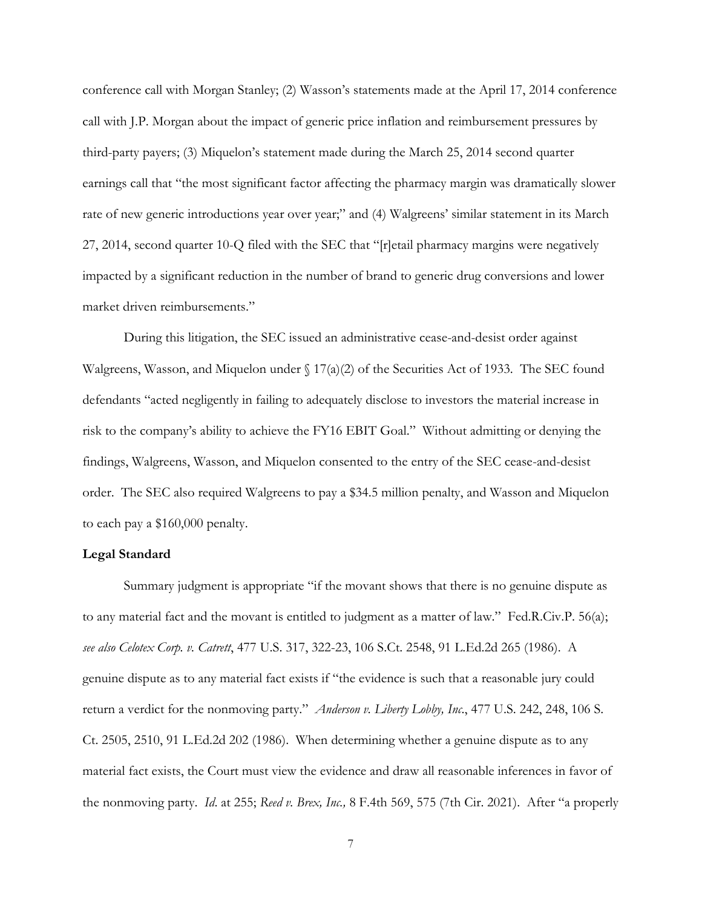conference call with Morgan Stanley; (2) Wasson's statements made at the April 17, 2014 conference call with J.P. Morgan about the impact of generic price inflation and reimbursement pressures by third-party payers; (3) Miquelon's statement made during the March 25, 2014 second quarter earnings call that "the most significant factor affecting the pharmacy margin was dramatically slower rate of new generic introductions year over year;" and (4) Walgreens' similar statement in its March 27, 2014, second quarter 10-Q filed with the SEC that "[r]etail pharmacy margins were negatively impacted by a significant reduction in the number of brand to generic drug conversions and lower market driven reimbursements."

During this litigation, the SEC issued an administrative cease-and-desist order against Walgreens, Wasson, and Miquelon under § 17(a)(2) of the Securities Act of 1933. The SEC found defendants "acted negligently in failing to adequately disclose to investors the material increase in risk to the company's ability to achieve the FY16 EBIT Goal." Without admitting or denying the findings, Walgreens, Wasson, and Miquelon consented to the entry of the SEC cease-and-desist order. The SEC also required Walgreens to pay a $34.5 million penalty, and Wasson and Miquelon to each pay a $160,000 penalty.

**Legal Standard**

Summary judgment is appropriate "if the movant shows that there is no genuine dispute as to any material fact and the movant is entitled to judgment as a matter of law." Fed.R.Civ.P. 56(a); *see also Celotex Corp. v. Catrett*, 477 U.S. 317, 322-23, 106 S.Ct. 2548, 91 L.Ed.2d 265 (1986). A genuine dispute as to any material fact exists if "the evidence is such that a reasonable jury could return a verdict for the nonmoving party." *Anderson v. Liberty Lobby, Inc.*, 477 U.S. 242, 248, 106 S. Ct. 2505, 2510, 91 L.Ed.2d 202 (1986). When determining whether a genuine dispute as to any material fact exists, the Court must view the evidence and draw all reasonable inferences in favor of the nonmoving party. *Id.* at 255; *Reed v. Brex, Inc.,* 8 F.4th 569, 575 (7th Cir. 2021). After "a properly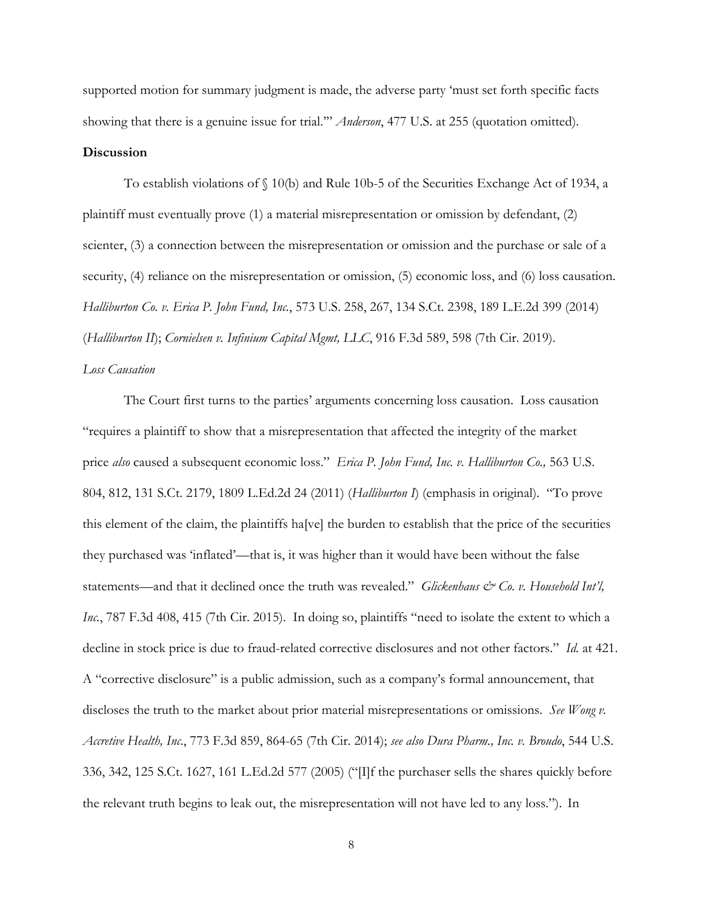supported motion for summary judgment is made, the adverse party 'must set forth specific facts showing that there is a genuine issue for trial.'" *Anderson*, 477 U.S. at 255 (quotation omitted).

**Discussion**

To establish violations of § 10(b) and Rule 10b-5 of the Securities Exchange Act of 1934, a plaintiff must eventually prove (1) a material misrepresentation or omission by defendant, (2) scienter, (3) a connection between the misrepresentation or omission and the purchase or sale of a security, (4) reliance on the misrepresentation or omission, (5) economic loss, and (6) loss causation. *Halliburton Co. v. Erica P. John Fund, Inc.*, 573 U.S. 258, 267, 134 S.Ct. 2398, 189 L.E.2d 399 (2014) (*Halliburton II*); *Cornielsen v. Infinium Capital Mgmt, LLC*, 916 F.3d 589, 598 (7th Cir. 2019).

*Loss Causation*

The Court first turns to the parties' arguments concerning loss causation. Loss causation "requires a plaintiff to show that a misrepresentation that affected the integrity of the market price *also* caused a subsequent economic loss." *Erica P. John Fund, Inc. v. Halliburton Co.,* 563 U.S. 804, 812, 131 S.Ct. 2179, 1809 L.Ed.2d 24 (2011) (*Halliburton I*) (emphasis in original). "To prove this element of the claim, the plaintiffs ha[ve] the burden to establish that the price of the securities they purchased was 'inflated'—that is, it was higher than it would have been without the false statements—and that it declined once the truth was revealed." *Glickenhaus & Co. v. Household Int'l, Inc.*, 787 F.3d 408, 415 (7th Cir. 2015). In doing so, plaintiffs "need to isolate the extent to which a decline in stock price is due to fraud-related corrective disclosures and not other factors." *Id.* at 421. A "corrective disclosure" is a public admission, such as a company's formal announcement, that discloses the truth to the market about prior material misrepresentations or omissions. *See Wong v. Accretive Health, Inc.*, 773 F.3d 859, 864-65 (7th Cir. 2014); *see also Dura Pharm., Inc. v. Broudo*, 544 U.S. 336, 342, 125 S.Ct. 1627, 161 L.Ed.2d 577 (2005) ("[I]f the purchaser sells the shares quickly before the relevant truth begins to leak out, the misrepresentation will not have led to any loss."). In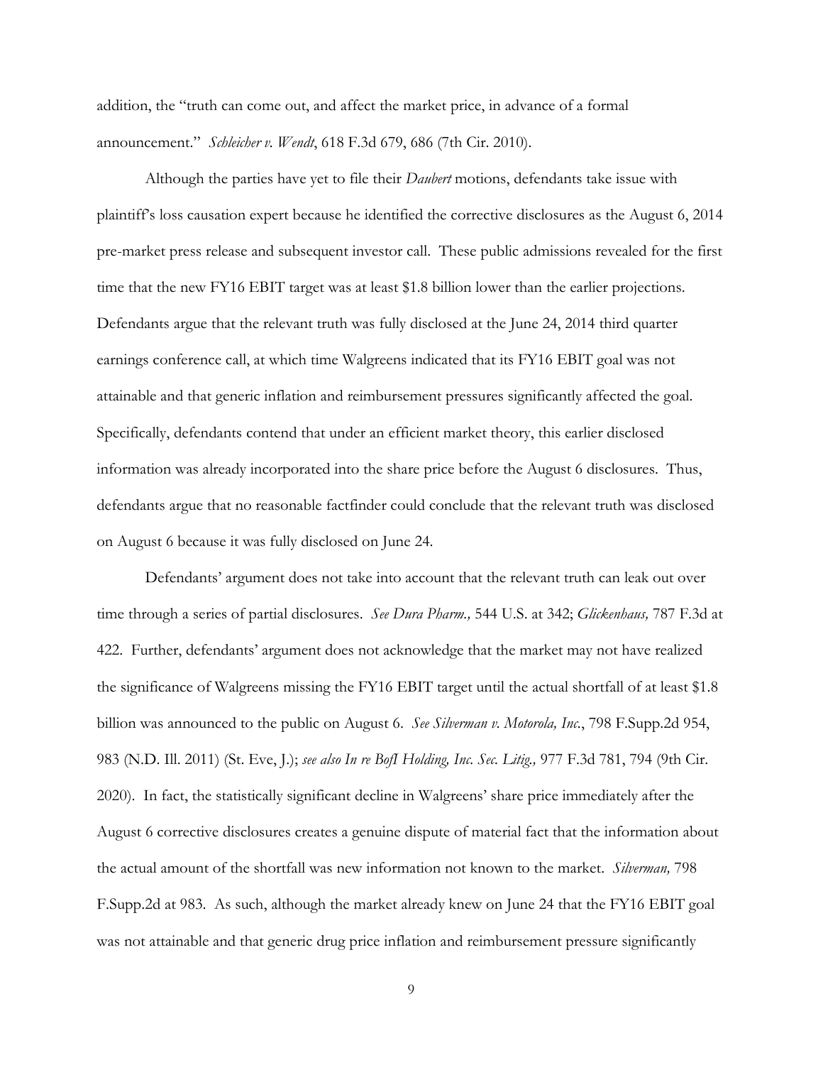addition, the "truth can come out, and affect the market price, in advance of a formal announcement." *Schleicher v. Wendt*, 618 F.3d 679, 686 (7th Cir. 2010).

Although the parties have yet to file their *Daubert* motions, defendants take issue with plaintiff's loss causation expert because he identified the corrective disclosures as the August 6, 2014 pre-market press release and subsequent investor call. These public admissions revealed for the first time that the new FY16 EBIT target was at least $1.8 billion lower than the earlier projections. Defendants argue that the relevant truth was fully disclosed at the June 24, 2014 third quarter earnings conference call, at which time Walgreens indicated that its FY16 EBIT goal was not attainable and that generic inflation and reimbursement pressures significantly affected the goal. Specifically, defendants contend that under an efficient market theory, this earlier disclosed information was already incorporated into the share price before the August 6 disclosures. Thus, defendants argue that no reasonable factfinder could conclude that the relevant truth was disclosed on August 6 because it was fully disclosed on June 24.

Defendants' argument does not take into account that the relevant truth can leak out over time through a series of partial disclosures. *See Dura Pharm.,* 544 U.S. at 342; *Glickenhaus,* 787 F.3d at 422. Further, defendants' argument does not acknowledge that the market may not have realized the significance of Walgreens missing the FY16 EBIT target until the actual shortfall of at least $1.8 billion was announced to the public on August 6. *See Silverman v. Motorola, Inc.*, 798 F.Supp.2d 954, 983 (N.D. Ill. 2011) (St. Eve, J.); *see also In re BofI Holding, Inc. Sec. Litig.,* 977 F.3d 781, 794 (9th Cir. 2020). In fact, the statistically significant decline in Walgreens' share price immediately after the August 6 corrective disclosures creates a genuine dispute of material fact that the information about the actual amount of the shortfall was new information not known to the market. *Silverman,* 798 F.Supp.2d at 983. As such, although the market already knew on June 24 that the FY16 EBIT goal was not attainable and that generic drug price inflation and reimbursement pressure significantly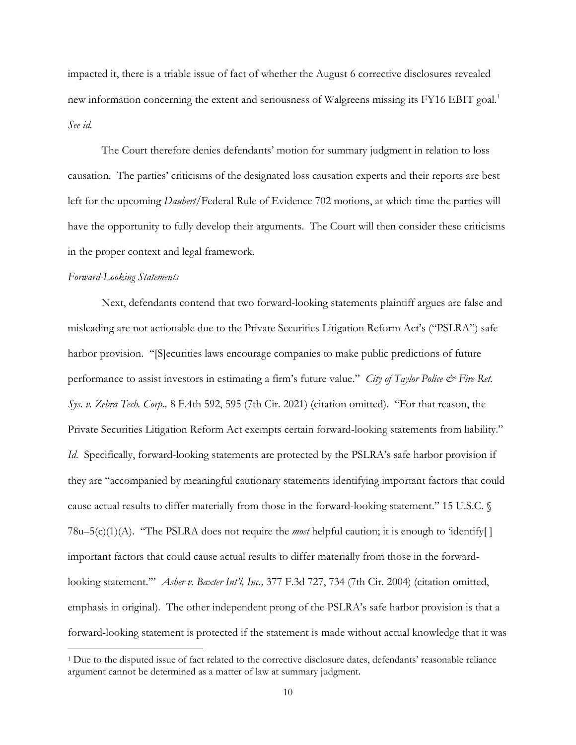impacted it, there is a triable issue of fact of whether the August 6 corrective disclosures revealed new information concerning the extent and seriousness of Walgreens missing its FY16 EBIT goal.[1] *See id.*

The Court therefore denies defendants' motion for summary judgment in relation to loss causation. The parties' criticisms of the designated loss causation experts and their reports are best left for the upcoming *Daubert*/Federal Rule of Evidence 702 motions, at which time the parties will have the opportunity to fully develop their arguments. The Court will then consider these criticisms in the proper context and legal framework.

*Forward-Looking Statements*

Next, defendants contend that two forward-looking statements plaintiff argues are false and misleading are not actionable due to the Private Securities Litigation Reform Act's ("PSLRA") safe harbor provision. "[S]ecurities laws encourage companies to make public predictions of future performance to assist investors in estimating a firm's future value." *City of Taylor Police & Fire Ret. Sys. v. Zebra Tech. Corp.,* 8 F.4th 592, 595 (7th Cir. 2021) (citation omitted). "For that reason, the Private Securities Litigation Reform Act exempts certain forward-looking statements from liability." *Id.* Specifically, forward-looking statements are protected by the PSLRA's safe harbor provision if they are "accompanied by meaningful cautionary statements identifying important factors that could cause actual results to differ materially from those in the forward-looking statement." 15 U.S.C. § 78u–5(c)(1)(A). "The PSLRA does not require the *most* helpful caution; it is enough to 'identify[ ] important factors that could cause actual results to differ materially from those in the forward-looking statement.'" *Asher v. Baxter Int'l, Inc.,* 377 F.3d 727, 734 (7th Cir. 2004) (citation omitted, emphasis in original). The other independent prong of the PSLRA's safe harbor provision is that a forward-looking statement is protected if the statement is made without actual knowledge that it was

---

[1] Due to the disputed issue of fact related to the corrective disclosure dates, defendants' reasonable reliance argument cannot be determined as a matter of law at summary judgment.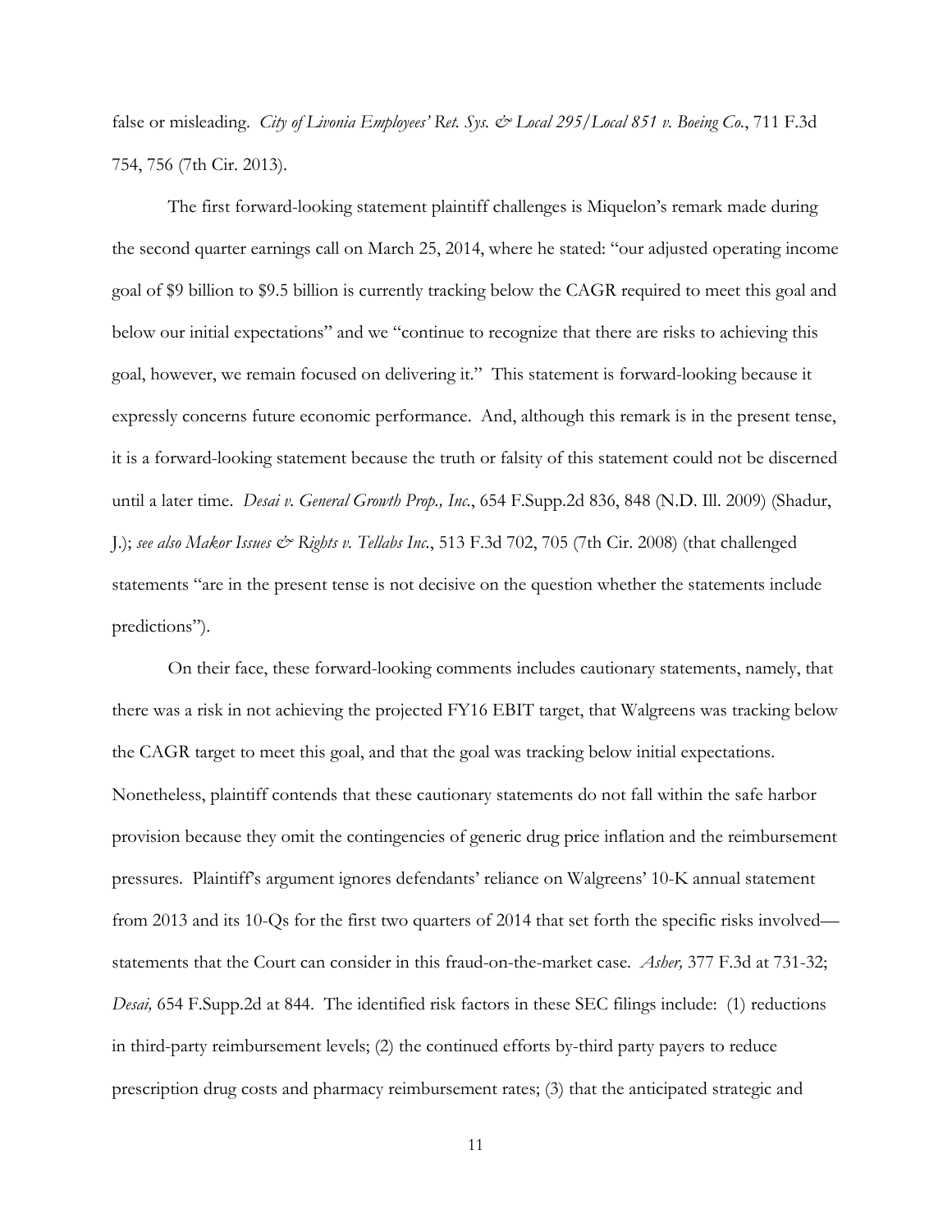false or misleading. *City of Livonia Employees' Ret. Sys. & Local 295/Local 851 v. Boeing Co.*, 711 F.3d 754, 756 (7th Cir. 2013).

The first forward-looking statement plaintiff challenges is Miquelon's remark made during the second quarter earnings call on March 25, 2014, where he stated: "our adjusted operating income goal of $9 billion to $9.5 billion is currently tracking below the CAGR required to meet this goal and below our initial expectations" and we "continue to recognize that there are risks to achieving this goal, however, we remain focused on delivering it." This statement is forward-looking because it expressly concerns future economic performance. And, although this remark is in the present tense, it is a forward-looking statement because the truth or falsity of this statement could not be discerned until a later time. *Desai v. General Growth Prop., Inc.*, 654 F.Supp.2d 836, 848 (N.D. Ill. 2009) (Shadur, J.); *see also Makor Issues & Rights v. Tellabs Inc.*, 513 F.3d 702, 705 (7th Cir. 2008) (that challenged statements "are in the present tense is not decisive on the question whether the statements include predictions").

On their face, these forward-looking comments includes cautionary statements, namely, that there was a risk in not achieving the projected FY16 EBIT target, that Walgreens was tracking below the CAGR target to meet this goal, and that the goal was tracking below initial expectations. Nonetheless, plaintiff contends that these cautionary statements do not fall within the safe harbor provision because they omit the contingencies of generic drug price inflation and the reimbursement pressures. Plaintiff's argument ignores defendants' reliance on Walgreens' 10-K annual statement from 2013 and its 10-Qs for the first two quarters of 2014 that set forth the specific risks involved—statements that the Court can consider in this fraud-on-the-market case. *Asher,* 377 F.3d at 731-32; *Desai,* 654 F.Supp.2d at 844. The identified risk factors in these SEC filings include: (1) reductions in third-party reimbursement levels; (2) the continued efforts by-third party payers to reduce prescription drug costs and pharmacy reimbursement rates; (3) that the anticipated strategic and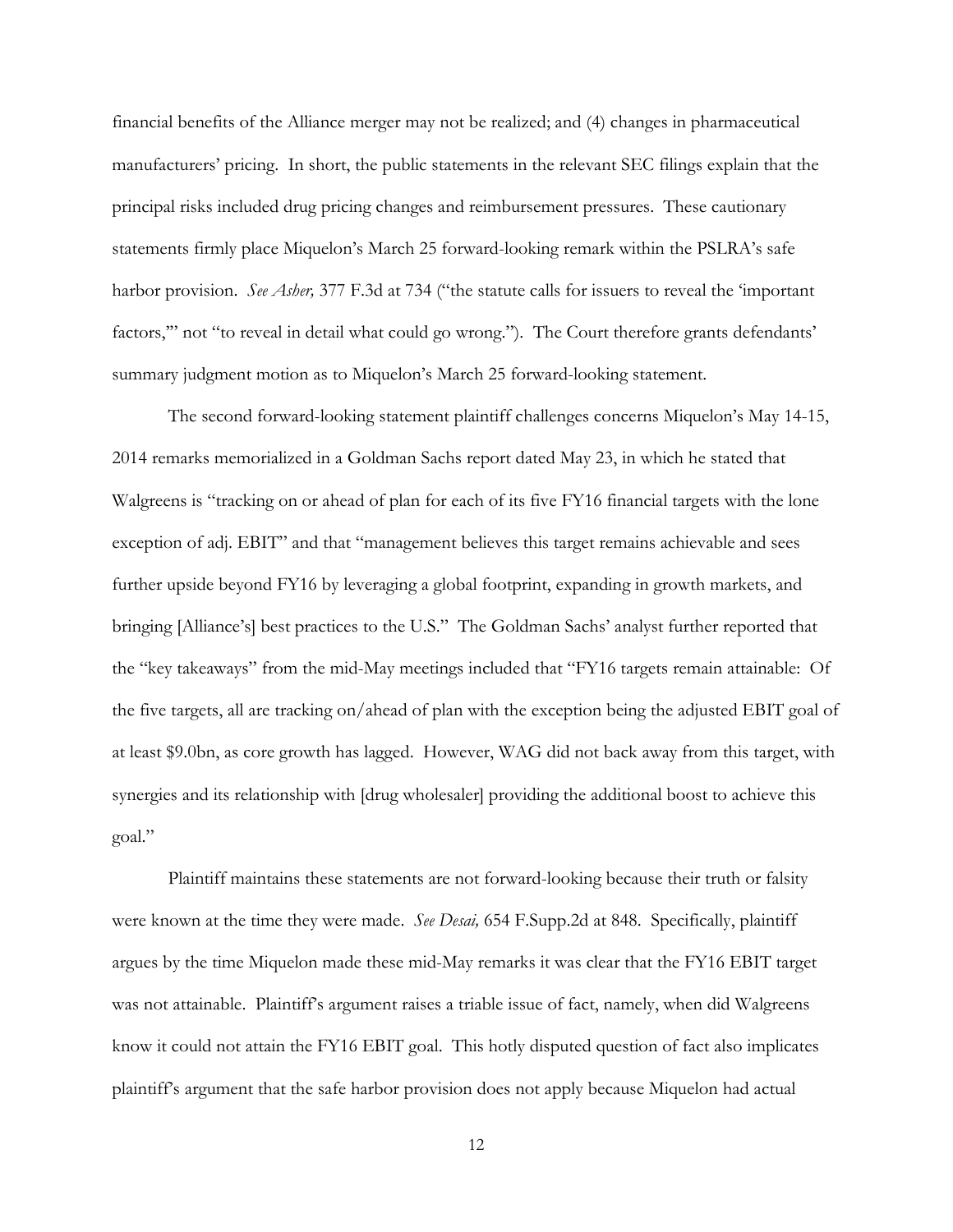financial benefits of the Alliance merger may not be realized; and (4) changes in pharmaceutical manufacturers' pricing. In short, the public statements in the relevant SEC filings explain that the principal risks included drug pricing changes and reimbursement pressures. These cautionary statements firmly place Miquelon's March 25 forward-looking remark within the PSLRA's safe harbor provision. *See Asher,* 377 F.3d at 734 ("the statute calls for issuers to reveal the 'important factors,'" not "to reveal in detail what could go wrong."). The Court therefore grants defendants' summary judgment motion as to Miquelon's March 25 forward-looking statement.

The second forward-looking statement plaintiff challenges concerns Miquelon's May 14-15, 2014 remarks memorialized in a Goldman Sachs report dated May 23, in which he stated that Walgreens is "tracking on or ahead of plan for each of its five FY16 financial targets with the lone exception of adj. EBIT" and that "management believes this target remains achievable and sees further upside beyond FY16 by leveraging a global footprint, expanding in growth markets, and bringing [Alliance's] best practices to the U.S." The Goldman Sachs' analyst further reported that the "key takeaways" from the mid-May meetings included that "FY16 targets remain attainable: Of the five targets, all are tracking on/ahead of plan with the exception being the adjusted EBIT goal of at least $9.0bn, as core growth has lagged. However, WAG did not back away from this target, with synergies and its relationship with [drug wholesaler] providing the additional boost to achieve this goal."

Plaintiff maintains these statements are not forward-looking because their truth or falsity were known at the time they were made. *See Desai,* 654 F.Supp.2d at 848. Specifically, plaintiff argues by the time Miquelon made these mid-May remarks it was clear that the FY16 EBIT target was not attainable. Plaintiff's argument raises a triable issue of fact, namely, when did Walgreens know it could not attain the FY16 EBIT goal. This hotly disputed question of fact also implicates plaintiff's argument that the safe harbor provision does not apply because Miquelon had actual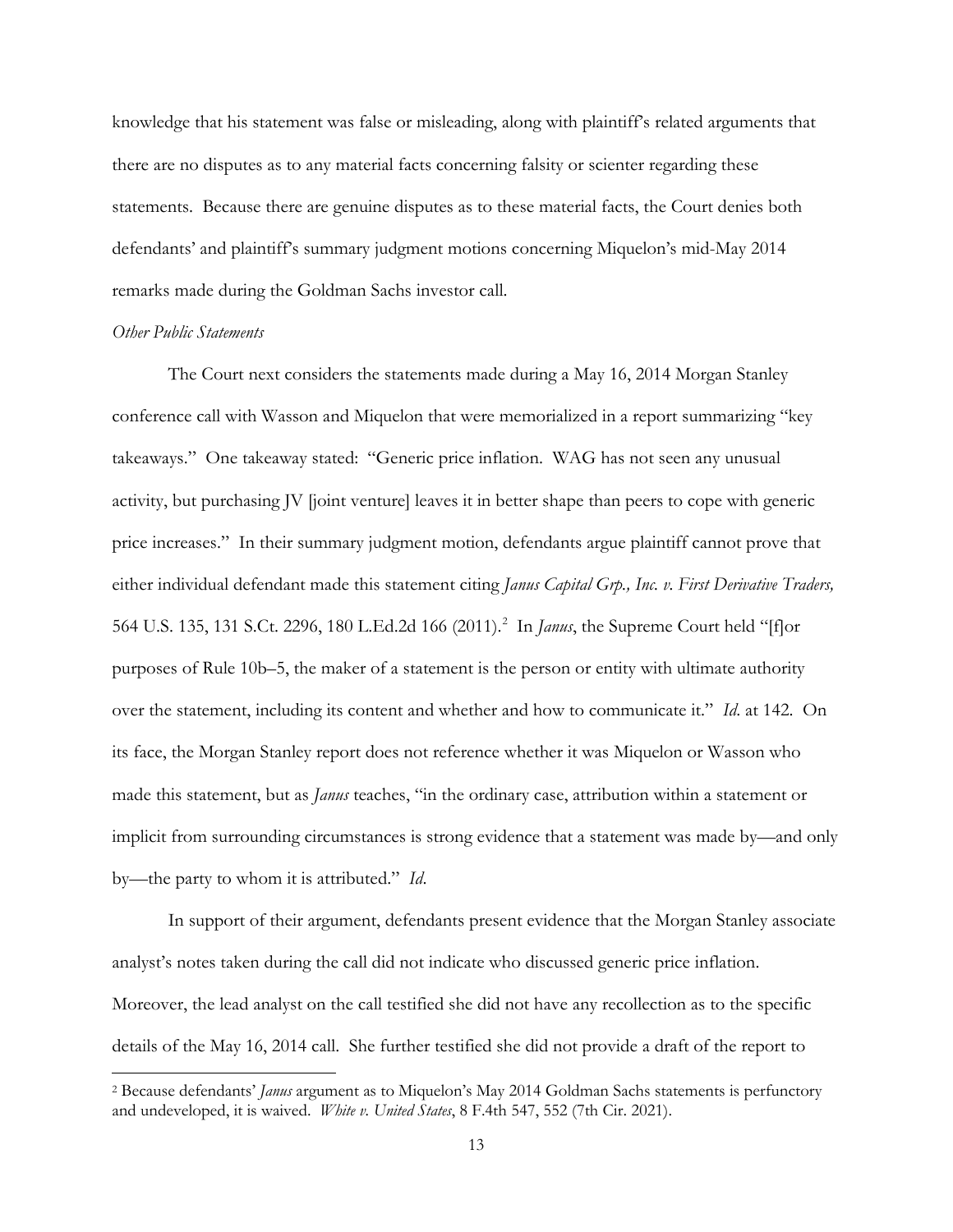knowledge that his statement was false or misleading, along with plaintiff's related arguments that there are no disputes as to any material facts concerning falsity or scienter regarding these statements. Because there are genuine disputes as to these material facts, the Court denies both defendants' and plaintiff's summary judgment motions concerning Miquelon's mid-May 2014 remarks made during the Goldman Sachs investor call.

*Other Public Statements*

The Court next considers the statements made during a May 16, 2014 Morgan Stanley conference call with Wasson and Miquelon that were memorialized in a report summarizing "key takeaways." One takeaway stated: "Generic price inflation. WAG has not seen any unusual activity, but purchasing JV [joint venture] leaves it in better shape than peers to cope with generic price increases." In their summary judgment motion, defendants argue plaintiff cannot prove that either individual defendant made this statement citing *Janus Capital Grp., Inc. v. First Derivative Traders,* 564 U.S. 135, 131 S.Ct. 2296, 180 L.Ed.2d 166 (2011).[2] In *Janus*, the Supreme Court held "[f]or purposes of Rule 10b–5, the maker of a statement is the person or entity with ultimate authority over the statement, including its content and whether and how to communicate it." *Id*. at 142. On its face, the Morgan Stanley report does not reference whether it was Miquelon or Wasson who made this statement, but as *Janus* teaches, "in the ordinary case, attribution within a statement or implicit from surrounding circumstances is strong evidence that a statement was made by—and only by—the party to whom it is attributed." *Id*.

In support of their argument, defendants present evidence that the Morgan Stanley associate analyst's notes taken during the call did not indicate who discussed generic price inflation. Moreover, the lead analyst on the call testified she did not have any recollection as to the specific details of the May 16, 2014 call. She further testified she did not provide a draft of the report to

[2] Because defendants' *Janus* argument as to Miquelon's May 2014 Goldman Sachs statements is perfunctory and undeveloped, it is waived. *White v. United States*, 8 F.4th 547, 552 (7th Cir. 2021).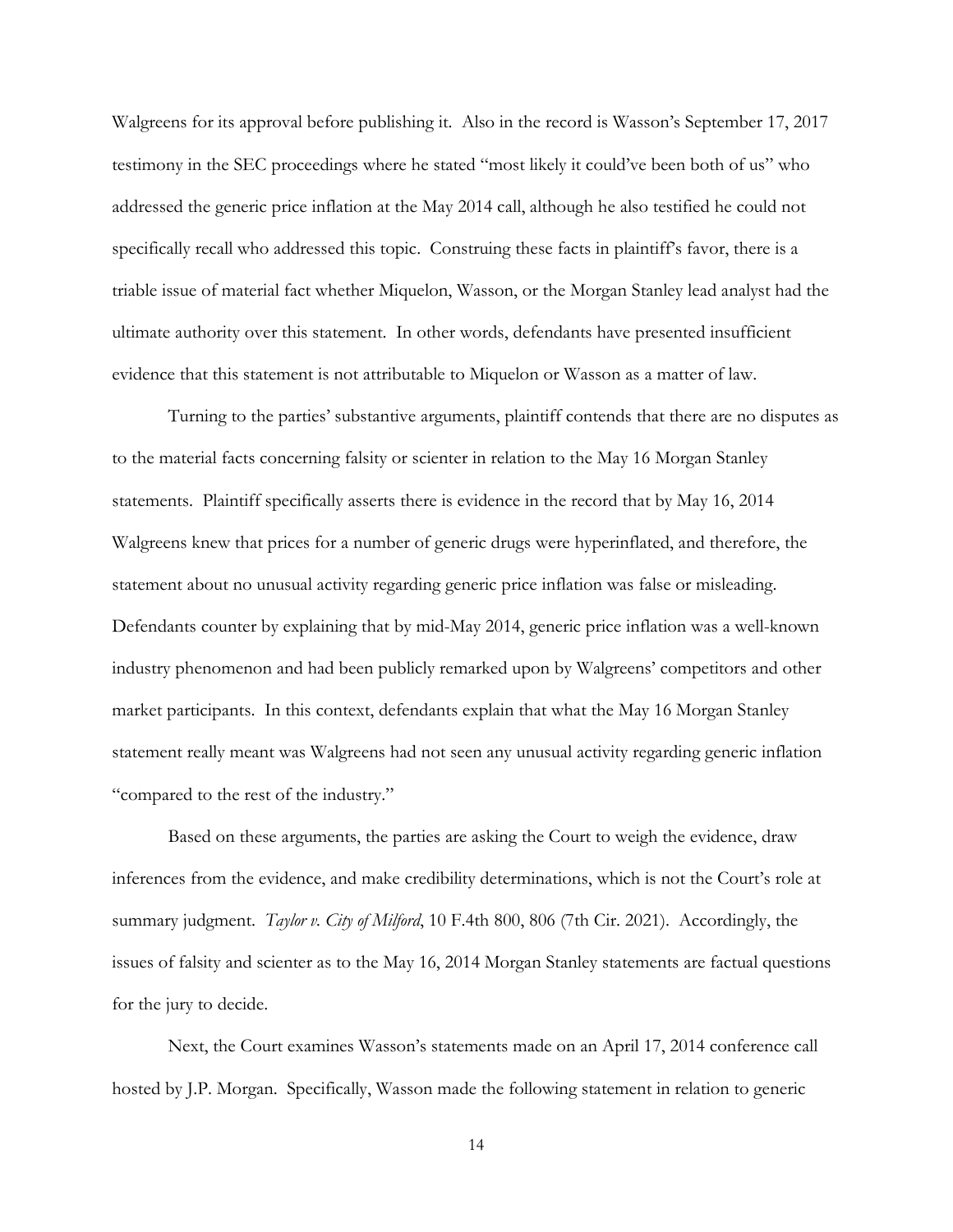Walgreens for its approval before publishing it. Also in the record is Wasson's September 17, 2017 testimony in the SEC proceedings where he stated "most likely it could've been both of us" who addressed the generic price inflation at the May 2014 call, although he also testified he could not specifically recall who addressed this topic. Construing these facts in plaintiff's favor, there is a triable issue of material fact whether Miquelon, Wasson, or the Morgan Stanley lead analyst had the ultimate authority over this statement. In other words, defendants have presented insufficient evidence that this statement is not attributable to Miquelon or Wasson as a matter of law.

Turning to the parties' substantive arguments, plaintiff contends that there are no disputes as to the material facts concerning falsity or scienter in relation to the May 16 Morgan Stanley statements. Plaintiff specifically asserts there is evidence in the record that by May 16, 2014 Walgreens knew that prices for a number of generic drugs were hyperinflated, and therefore, the statement about no unusual activity regarding generic price inflation was false or misleading. Defendants counter by explaining that by mid-May 2014, generic price inflation was a well-known industry phenomenon and had been publicly remarked upon by Walgreens' competitors and other market participants. In this context, defendants explain that what the May 16 Morgan Stanley statement really meant was Walgreens had not seen any unusual activity regarding generic inflation "compared to the rest of the industry."

Based on these arguments, the parties are asking the Court to weigh the evidence, draw inferences from the evidence, and make credibility determinations, which is not the Court's role at summary judgment. *Taylor v. City of Milford*, 10 F.4th 800, 806 (7th Cir. 2021). Accordingly, the issues of falsity and scienter as to the May 16, 2014 Morgan Stanley statements are factual questions for the jury to decide.

Next, the Court examines Wasson's statements made on an April 17, 2014 conference call hosted by J.P. Morgan. Specifically, Wasson made the following statement in relation to generic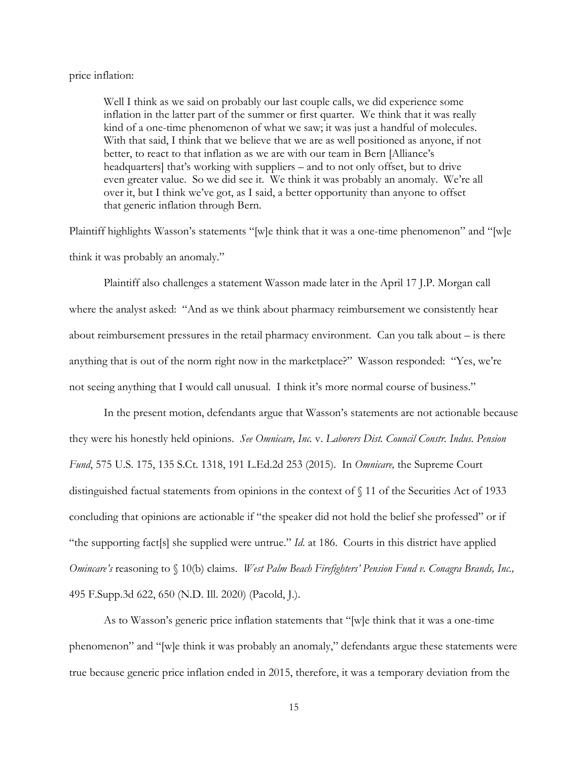price inflation:

> Well I think as we said on probably our last couple calls, we did experience some inflation in the latter part of the summer or first quarter. We think that it was really kind of a one-time phenomenon of what we saw; it was just a handful of molecules. With that said, I think that we believe that we are as well positioned as anyone, if not better, to react to that inflation as we are with our team in Bern [Alliance's headquarters] that's working with suppliers – and to not only offset, but to drive even greater value. So we did see it. We think it was probably an anomaly. We're all over it, but I think we've got, as I said, a better opportunity than anyone to offset that generic inflation through Bern.

Plaintiff highlights Wasson's statements "[w]e think that it was a one-time phenomenon" and "[w]e think it was probably an anomaly."

Plaintiff also challenges a statement Wasson made later in the April 17 J.P. Morgan call where the analyst asked: "And as we think about pharmacy reimbursement we consistently hear about reimbursement pressures in the retail pharmacy environment. Can you talk about – is there anything that is out of the norm right now in the marketplace?" Wasson responded: "Yes, we're not seeing anything that I would call unusual. I think it's more normal course of business."

In the present motion, defendants argue that Wasson's statements are not actionable because they were his honestly held opinions. *See Omnicare, Inc.* v. *Laborers Dist. Council Constr. Indus. Pension Fund*, 575 U.S. 175, 135 S.Ct. 1318, 191 L.Ed.2d 253 (2015). In *Omnicare,* the Supreme Court distinguished factual statements from opinions in the context of § 11 of the Securities Act of 1933 concluding that opinions are actionable if "the speaker did not hold the belief she professed" or if "the supporting fact[s] she supplied were untrue." *Id.* at 186. Courts in this district have applied *Omincare's* reasoning to § 10(b) claims. *West Palm Beach Firefighters' Pension Fund v. Conagra Brands, Inc.,* 495 F.Supp.3d 622, 650 (N.D. Ill. 2020) (Pacold, J.).

As to Wasson's generic price inflation statements that "[w]e think that it was a one-time phenomenon" and "[w]e think it was probably an anomaly," defendants argue these statements were true because generic price inflation ended in 2015, therefore, it was a temporary deviation from the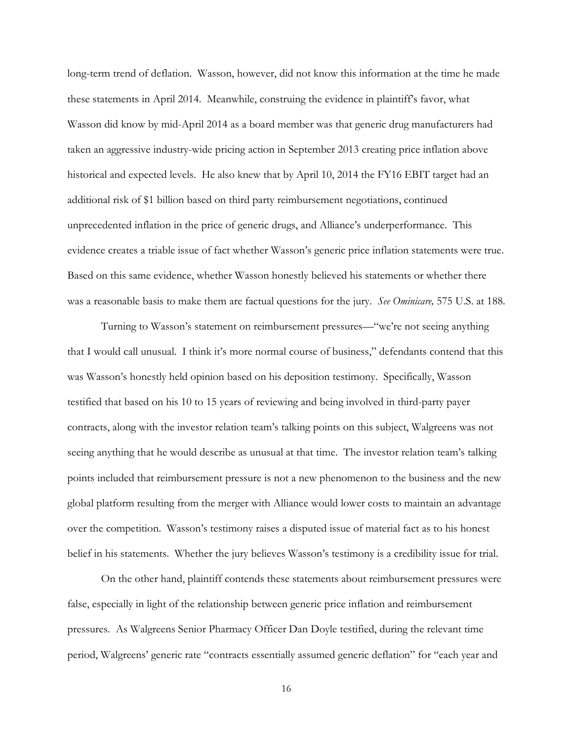long-term trend of deflation. Wasson, however, did not know this information at the time he made these statements in April 2014. Meanwhile, construing the evidence in plaintiff's favor, what Wasson did know by mid-April 2014 as a board member was that generic drug manufacturers had taken an aggressive industry-wide pricing action in September 2013 creating price inflation above historical and expected levels. He also knew that by April 10, 2014 the FY16 EBIT target had an additional risk of $1 billion based on third party reimbursement negotiations, continued unprecedented inflation in the price of generic drugs, and Alliance's underperformance. This evidence creates a triable issue of fact whether Wasson's generic price inflation statements were true. Based on this same evidence, whether Wasson honestly believed his statements or whether there was a reasonable basis to make them are factual questions for the jury. *See Ominicare,* 575 U.S. at 188.

Turning to Wasson's statement on reimbursement pressures—"we're not seeing anything that I would call unusual. I think it's more normal course of business," defendants contend that this was Wasson's honestly held opinion based on his deposition testimony. Specifically, Wasson testified that based on his 10 to 15 years of reviewing and being involved in third-party payer contracts, along with the investor relation team's talking points on this subject, Walgreens was not seeing anything that he would describe as unusual at that time. The investor relation team's talking points included that reimbursement pressure is not a new phenomenon to the business and the new global platform resulting from the merger with Alliance would lower costs to maintain an advantage over the competition. Wasson's testimony raises a disputed issue of material fact as to his honest belief in his statements. Whether the jury believes Wasson's testimony is a credibility issue for trial.

On the other hand, plaintiff contends these statements about reimbursement pressures were false, especially in light of the relationship between generic price inflation and reimbursement pressures. As Walgreens Senior Pharmacy Officer Dan Doyle testified, during the relevant time period, Walgreens' generic rate "contracts essentially assumed generic deflation" for "each year and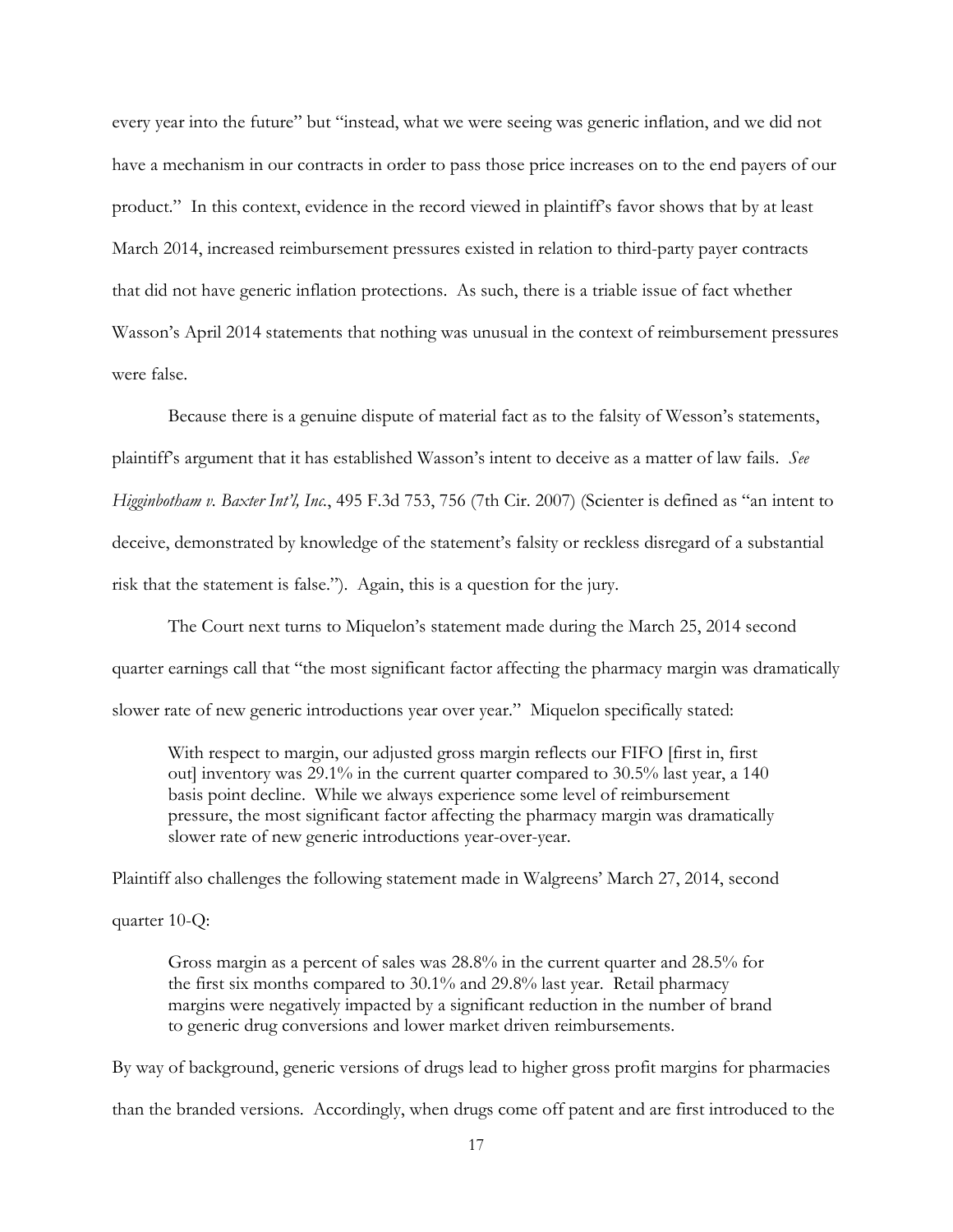every year into the future" but "instead, what we were seeing was generic inflation, and we did not have a mechanism in our contracts in order to pass those price increases on to the end payers of our product." In this context, evidence in the record viewed in plaintiff's favor shows that by at least March 2014, increased reimbursement pressures existed in relation to third-party payer contracts that did not have generic inflation protections. As such, there is a triable issue of fact whether Wasson's April 2014 statements that nothing was unusual in the context of reimbursement pressures were false.

Because there is a genuine dispute of material fact as to the falsity of Wesson's statements, plaintiff's argument that it has established Wasson's intent to deceive as a matter of law fails. *See Higginbotham v. Baxter Int'l, Inc.*, 495 F.3d 753, 756 (7th Cir. 2007) (Scienter is defined as "an intent to deceive, demonstrated by knowledge of the statement's falsity or reckless disregard of a substantial risk that the statement is false."). Again, this is a question for the jury.

The Court next turns to Miquelon's statement made during the March 25, 2014 second quarter earnings call that "the most significant factor affecting the pharmacy margin was dramatically slower rate of new generic introductions year over year." Miquelon specifically stated:

> With respect to margin, our adjusted gross margin reflects our FIFO [first in, first out] inventory was 29.1% in the current quarter compared to 30.5% last year, a 140 basis point decline. While we always experience some level of reimbursement pressure, the most significant factor affecting the pharmacy margin was dramatically slower rate of new generic introductions year-over-year.

Plaintiff also challenges the following statement made in Walgreens' March 27, 2014, second quarter 10-Q:

> Gross margin as a percent of sales was 28.8% in the current quarter and 28.5% for the first six months compared to 30.1% and 29.8% last year. Retail pharmacy margins were negatively impacted by a significant reduction in the number of brand to generic drug conversions and lower market driven reimbursements.

By way of background, generic versions of drugs lead to higher gross profit margins for pharmacies than the branded versions. Accordingly, when drugs come off patent and are first introduced to the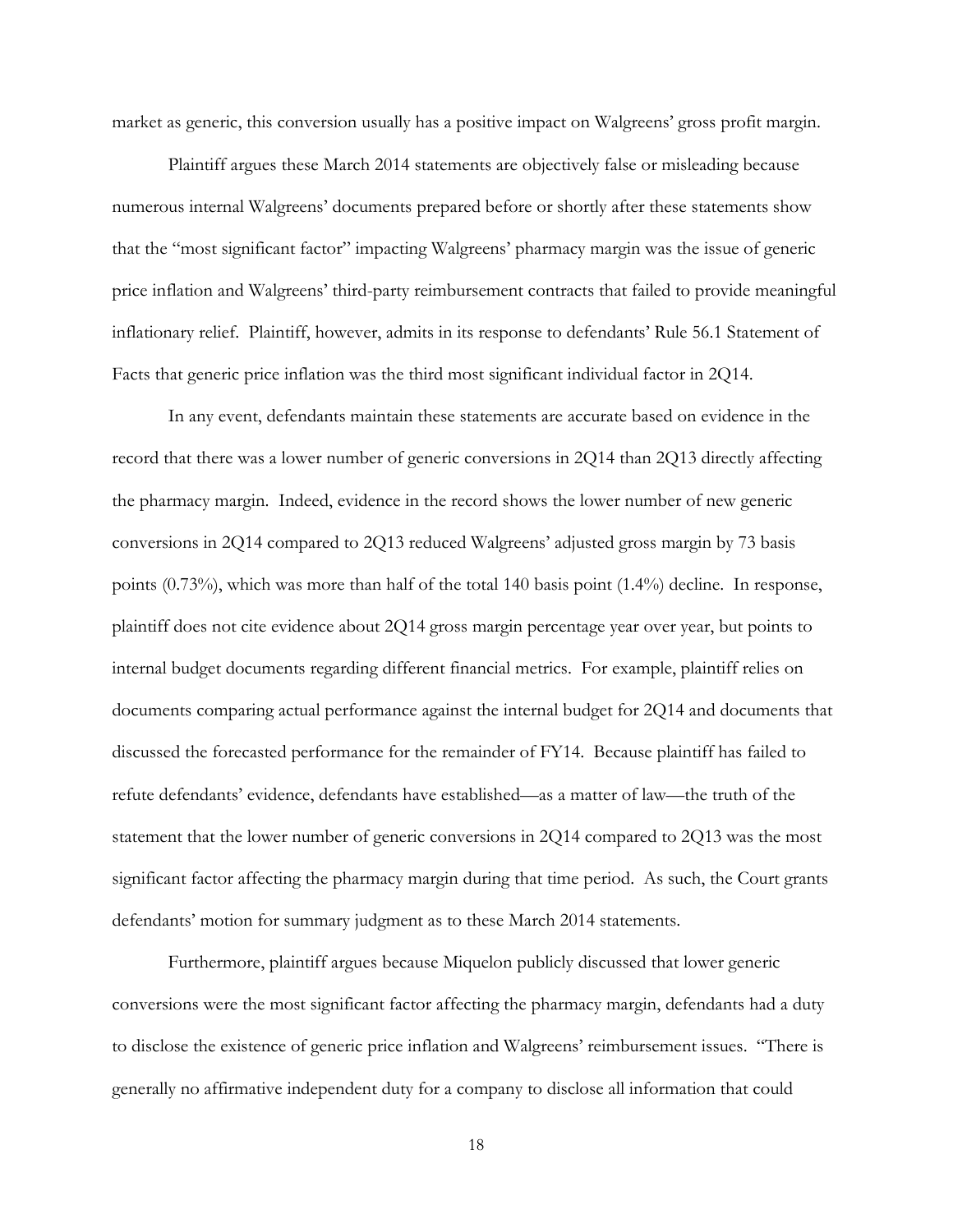market as generic, this conversion usually has a positive impact on Walgreens' gross profit margin.

Plaintiff argues these March 2014 statements are objectively false or misleading because numerous internal Walgreens' documents prepared before or shortly after these statements show that the "most significant factor" impacting Walgreens' pharmacy margin was the issue of generic price inflation and Walgreens' third-party reimbursement contracts that failed to provide meaningful inflationary relief. Plaintiff, however, admits in its response to defendants' Rule 56.1 Statement of Facts that generic price inflation was the third most significant individual factor in 2Q14.

In any event, defendants maintain these statements are accurate based on evidence in the record that there was a lower number of generic conversions in 2Q14 than 2Q13 directly affecting the pharmacy margin. Indeed, evidence in the record shows the lower number of new generic conversions in 2Q14 compared to 2Q13 reduced Walgreens' adjusted gross margin by 73 basis points (0.73%), which was more than half of the total 140 basis point (1.4%) decline. In response, plaintiff does not cite evidence about 2Q14 gross margin percentage year over year, but points to internal budget documents regarding different financial metrics. For example, plaintiff relies on documents comparing actual performance against the internal budget for 2Q14 and documents that discussed the forecasted performance for the remainder of FY14. Because plaintiff has failed to refute defendants' evidence, defendants have established—as a matter of law—the truth of the statement that the lower number of generic conversions in 2Q14 compared to 2Q13 was the most significant factor affecting the pharmacy margin during that time period. As such, the Court grants defendants' motion for summary judgment as to these March 2014 statements.

Furthermore, plaintiff argues because Miquelon publicly discussed that lower generic conversions were the most significant factor affecting the pharmacy margin, defendants had a duty to disclose the existence of generic price inflation and Walgreens' reimbursement issues. "There is generally no affirmative independent duty for a company to disclose all information that could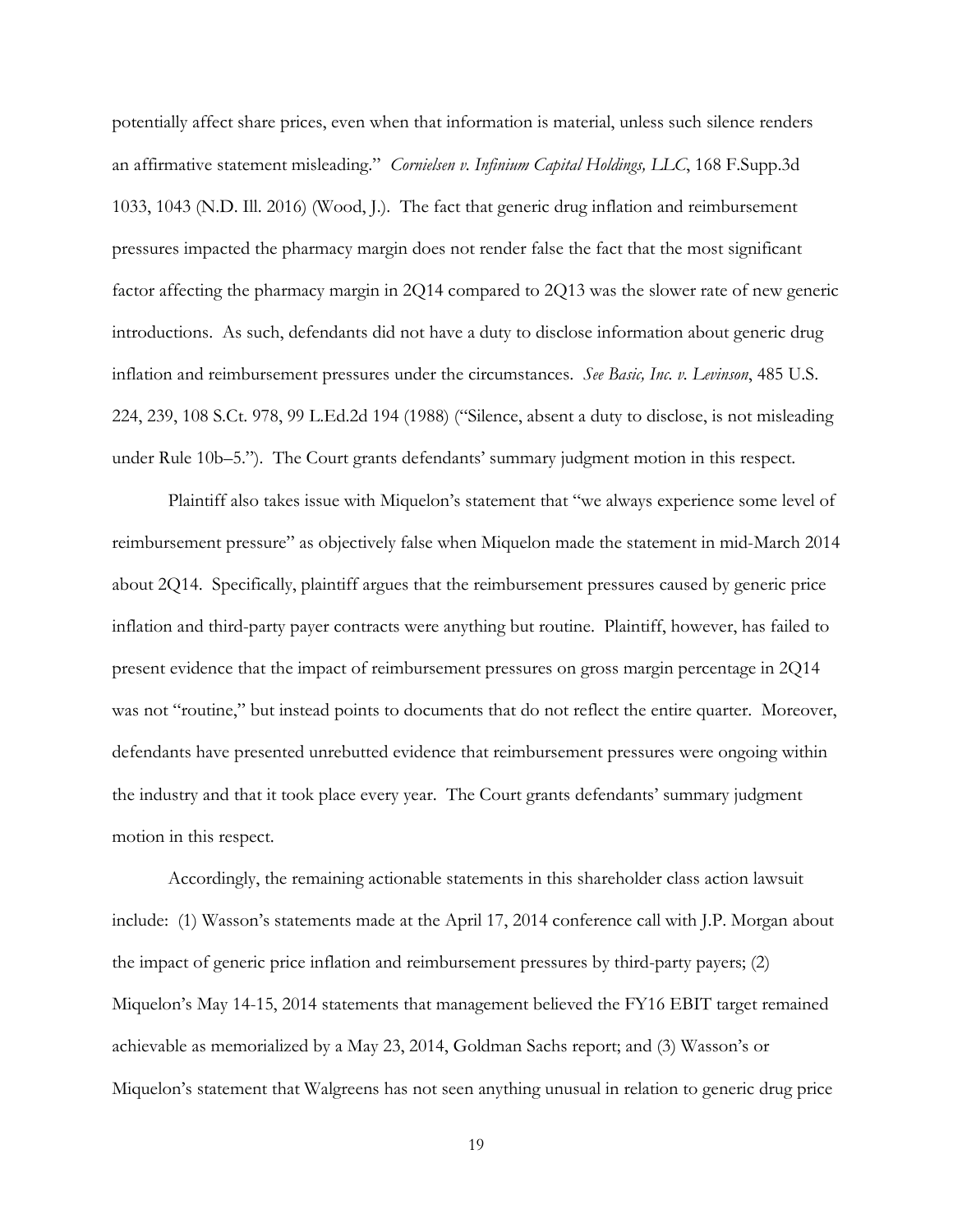potentially affect share prices, even when that information is material, unless such silence renders an affirmative statement misleading." *Cornielsen v. Infinium Capital Holdings, LLC*, 168 F.Supp.3d 1033, 1043 (N.D. Ill. 2016) (Wood, J.). The fact that generic drug inflation and reimbursement pressures impacted the pharmacy margin does not render false the fact that the most significant factor affecting the pharmacy margin in 2Q14 compared to 2Q13 was the slower rate of new generic introductions. As such, defendants did not have a duty to disclose information about generic drug inflation and reimbursement pressures under the circumstances. *See Basic, Inc. v. Levinson*, 485 U.S. 224, 239, 108 S.Ct. 978, 99 L.Ed.2d 194 (1988) ("Silence, absent a duty to disclose, is not misleading under Rule 10b–5."). The Court grants defendants' summary judgment motion in this respect.

Plaintiff also takes issue with Miquelon's statement that "we always experience some level of reimbursement pressure" as objectively false when Miquelon made the statement in mid-March 2014 about 2Q14. Specifically, plaintiff argues that the reimbursement pressures caused by generic price inflation and third-party payer contracts were anything but routine. Plaintiff, however, has failed to present evidence that the impact of reimbursement pressures on gross margin percentage in 2Q14 was not "routine," but instead points to documents that do not reflect the entire quarter. Moreover, defendants have presented unrebutted evidence that reimbursement pressures were ongoing within the industry and that it took place every year. The Court grants defendants' summary judgment motion in this respect.

Accordingly, the remaining actionable statements in this shareholder class action lawsuit include: (1) Wasson's statements made at the April 17, 2014 conference call with J.P. Morgan about the impact of generic price inflation and reimbursement pressures by third-party payers; (2) Miquelon's May 14-15, 2014 statements that management believed the FY16 EBIT target remained achievable as memorialized by a May 23, 2014, Goldman Sachs report; and (3) Wasson's or Miquelon's statement that Walgreens has not seen anything unusual in relation to generic drug price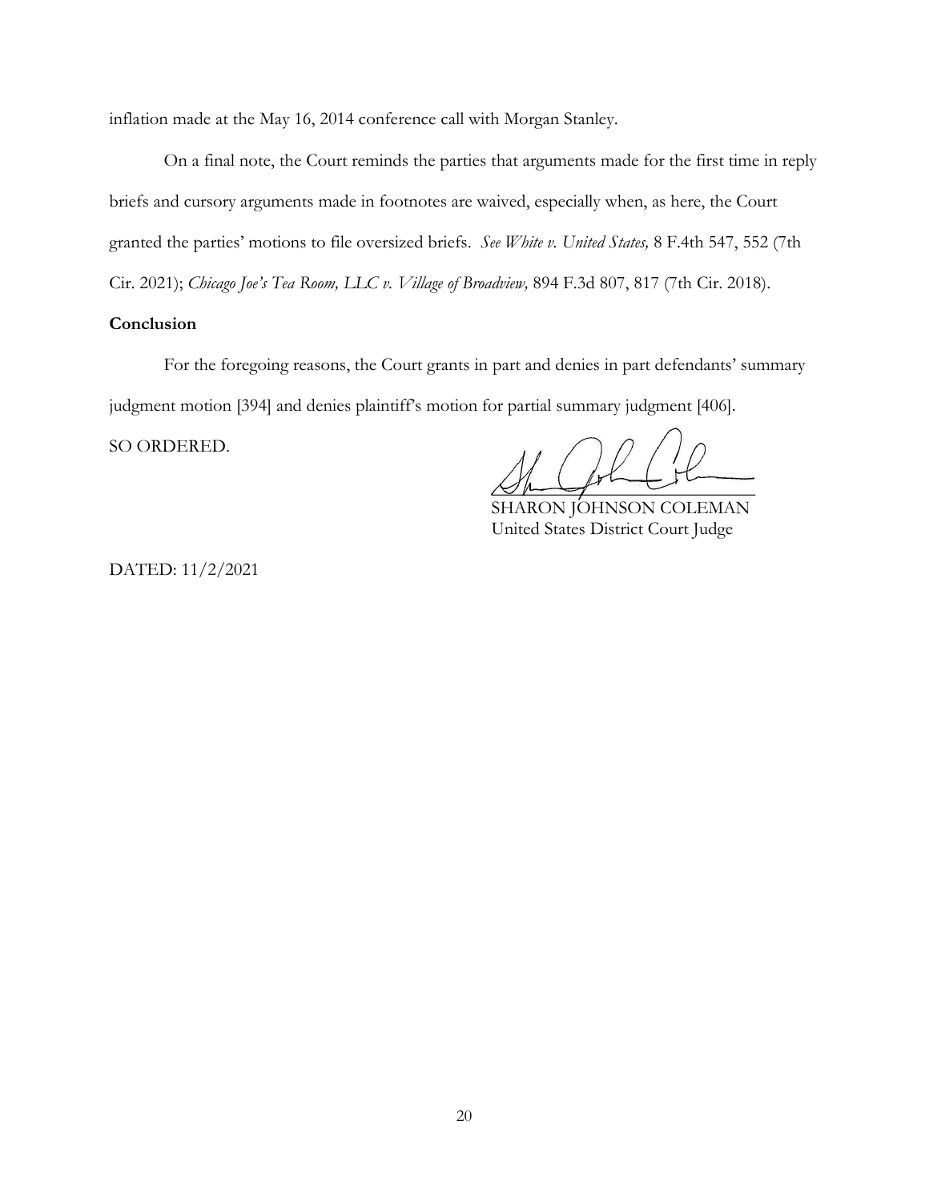inflation made at the May 16, 2014 conference call with Morgan Stanley.

On a final note, the Court reminds the parties that arguments made for the first time in reply briefs and cursory arguments made in footnotes are waived, especially when, as here, the Court granted the parties' motions to file oversized briefs. *See White v. United States,* 8 F.4th 547, 552 (7th Cir. 2021); *Chicago Joe's Tea Room, LLC v. Village of Broadview,* 894 F.3d 807, 817 (7th Cir. 2018).

**Conclusion**

For the foregoing reasons, the Court grants in part and denies in part defendants' summary judgment motion [394] and denies plaintiff's motion for partial summary judgment [406].

SO ORDERED.

SHARON JOHNSON COLEMAN
United States District Court Judge

DATED: 11/2/2021